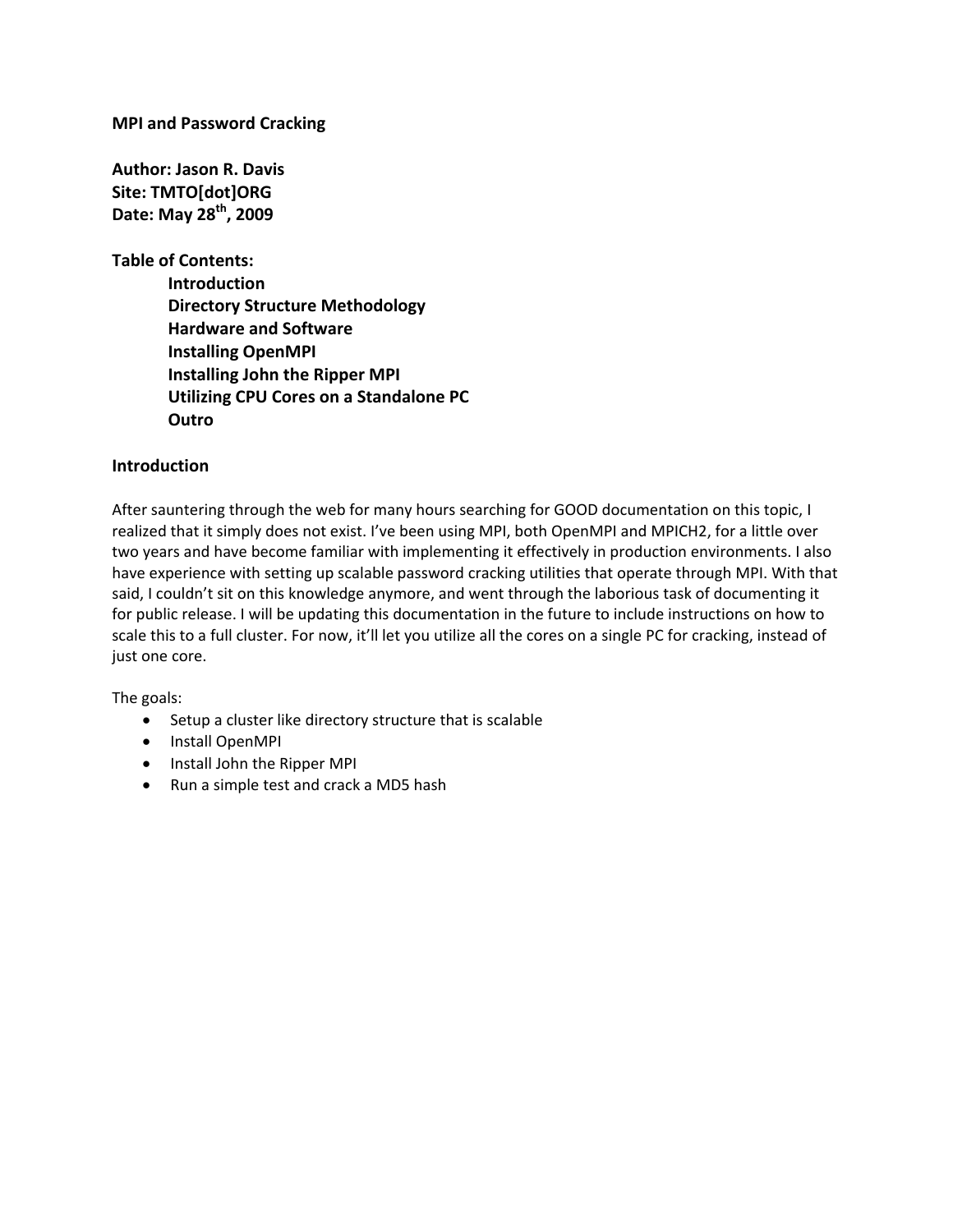# MPI and Password Cracking

**Author: Jason R. Davis**
**Site: TMTO[dot]ORG**
**Date: May 28th, 2009**

**Table of Contents:**

- **Introduction**
- **Directory Structure Methodology**
- **Hardware and Software**
- **Installing OpenMPI**
- **Installing John the Ripper MPI**
- **Utilizing CPU Cores on a Standalone PC**
- **Outro**

## Introduction

After sauntering through the web for many hours searching for GOOD documentation on this topic, I realized that it simply does not exist. I've been using MPI, both OpenMPI and MPICH2, for a little over two years and have become familiar with implementing it effectively in production environments. I also have experience with setting up scalable password cracking utilities that operate through MPI. With that said, I couldn't sit on this knowledge anymore, and went through the laborious task of documenting it for public release. I will be updating this documentation in the future to include instructions on how to scale this to a full cluster. For now, it'll let you utilize all the cores on a single PC for cracking, instead of just one core.

The goals:

- Setup a cluster like directory structure that is scalable
- Install OpenMPI
- Install John the Ripper MPI
- Run a simple test and crack a MD5 hash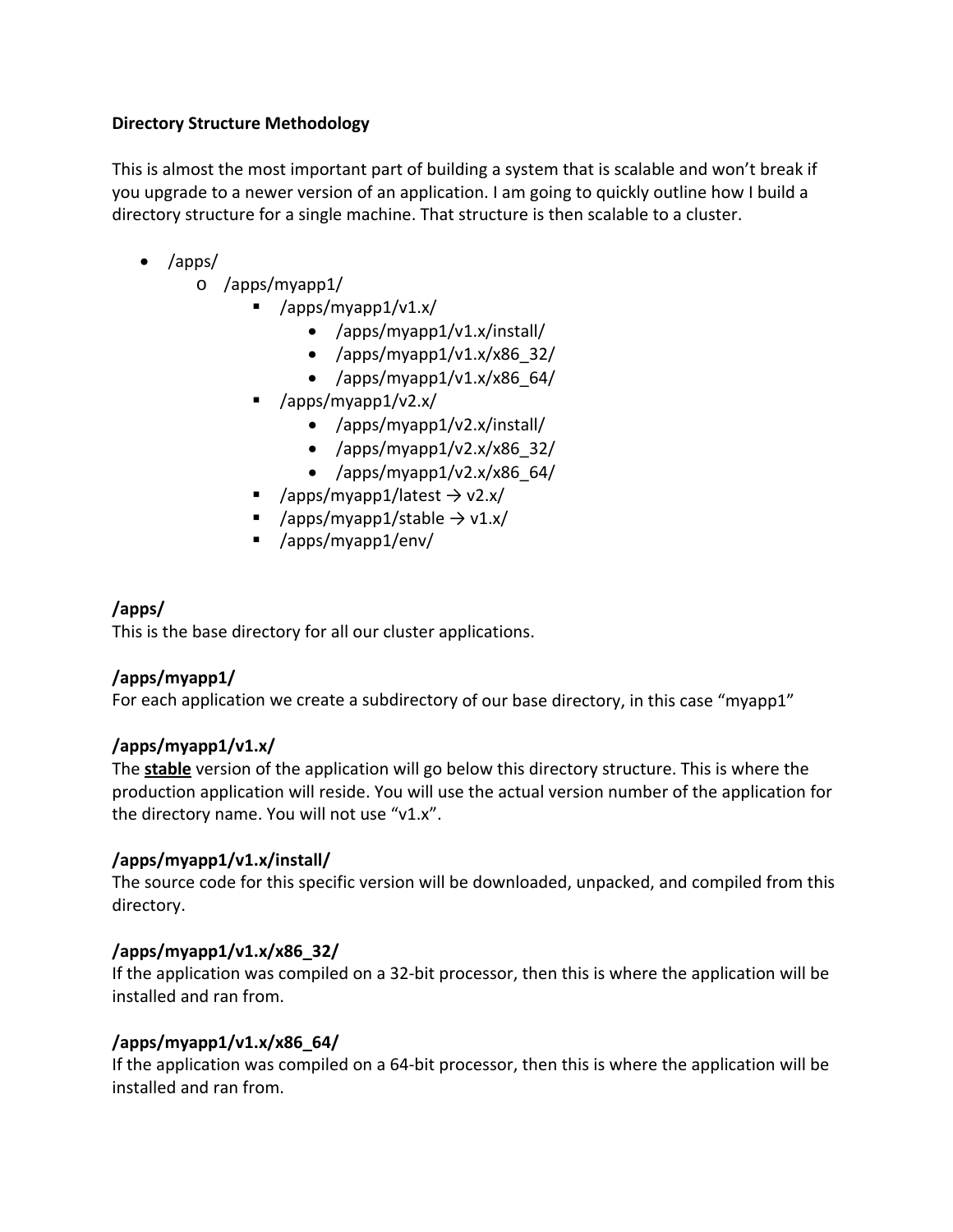**Directory Structure Methodology**

This is almost the most important part of building a system that is scalable and won't break if you upgrade to a newer version of an application. I am going to quickly outline how I build a directory structure for a single machine. That structure is then scalable to a cluster.

- /apps/
    - /apps/myapp1/
        - /apps/myapp1/v1.x/
            - /apps/myapp1/v1.x/install/
            - /apps/myapp1/v1.x/x86_32/
            - /apps/myapp1/v1.x/x86_64/
        - /apps/myapp1/v2.x/
            - /apps/myapp1/v2.x/install/
            - /apps/myapp1/v2.x/x86_32/
            - /apps/myapp1/v2.x/x86_64/
        - /apps/myapp1/latest → v2.x/
        - /apps/myapp1/stable → v1.x/
        - /apps/myapp1/env/

### /apps/

This is the base directory for all our cluster applications.

### /apps/myapp1/

For each application we create a subdirectory of our base directory, in this case "myapp1"

### /apps/myapp1/v1.x/

The <u>**stable**</u> version of the application will go below this directory structure. This is where the production application will reside. You will use the actual version number of the application for the directory name. You will not use "v1.x".

### /apps/myapp1/v1.x/install/

The source code for this specific version will be downloaded, unpacked, and compiled from this directory.

### /apps/myapp1/v1.x/x86_32/

If the application was compiled on a 32-bit processor, then this is where the application will be installed and ran from.

### /apps/myapp1/v1.x/x86_64/

If the application was compiled on a 64-bit processor, then this is where the application will be installed and ran from.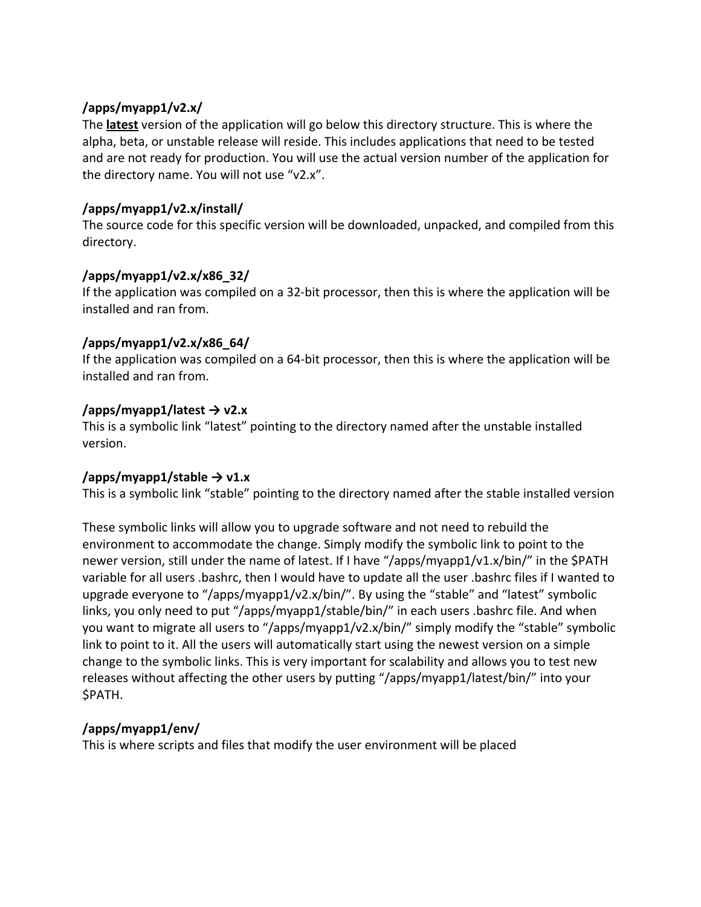**/apps/myapp1/v2.x/**
The **latest** version of the application will go below this directory structure. This is where the alpha, beta, or unstable release will reside. This includes applications that need to be tested and are not ready for production. You will use the actual version number of the application for the directory name. You will not use “v2.x”.

**/apps/myapp1/v2.x/install/**
The source code for this specific version will be downloaded, unpacked, and compiled from this directory.

**/apps/myapp1/v2.x/x86_32/**
If the application was compiled on a 32-bit processor, then this is where the application will be installed and ran from.

**/apps/myapp1/v2.x/x86_64/**
If the application was compiled on a 64-bit processor, then this is where the application will be installed and ran from.

**/apps/myapp1/latest → v2.x**
This is a symbolic link “latest” pointing to the directory named after the unstable installed version.

**/apps/myapp1/stable → v1.x**
This is a symbolic link “stable” pointing to the directory named after the stable installed version

These symbolic links will allow you to upgrade software and not need to rebuild the environment to accommodate the change. Simply modify the symbolic link to point to the newer version, still under the name of latest. If I have “/apps/myapp1/v1.x/bin/” in the $PATH variable for all users .bashrc, then I would have to update all the user .bashrc files if I wanted to upgrade everyone to “/apps/myapp1/v2.x/bin/”. By using the “stable” and “latest” symbolic links, you only need to put “/apps/myapp1/stable/bin/” in each users .bashrc file. And when you want to migrate all users to “/apps/myapp1/v2.x/bin/” simply modify the “stable” symbolic link to point to it. All the users will automatically start using the newest version on a simple change to the symbolic links. This is very important for scalability and allows you to test new releases without affecting the other users by putting “/apps/myapp1/latest/bin/” into your $PATH.

**/apps/myapp1/env/**
This is where scripts and files that modify the user environment will be placed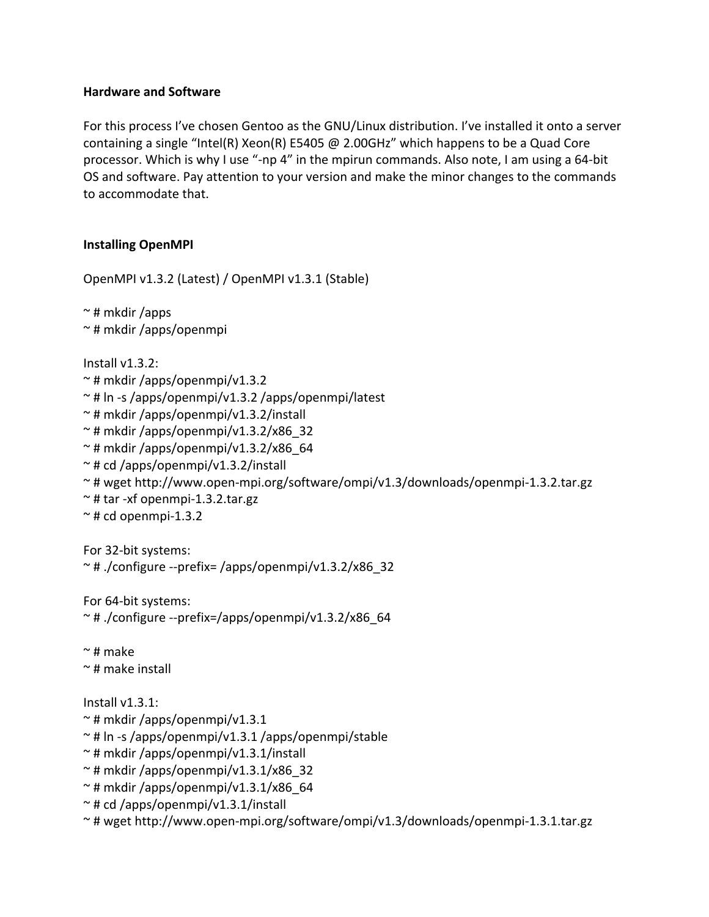**Hardware and Software**

For this process I’ve chosen Gentoo as the GNU/Linux distribution. I’ve installed it onto a server containing a single “Intel(R) Xeon(R) E5405 @ 2.00GHz” which happens to be a Quad Core processor. Which is why I use “-np 4” in the mpirun commands. Also note, I am using a 64-bit OS and software. Pay attention to your version and make the minor changes to the commands to accommodate that.

**Installing OpenMPI**

OpenMPI v1.3.2 (Latest) / OpenMPI v1.3.1 (Stable)

```
~ # mkdir /apps
~ # mkdir /apps/openmpi
```

Install v1.3.2:

```
~ # mkdir /apps/openmpi/v1.3.2
~ # ln -s /apps/openmpi/v1.3.2 /apps/openmpi/latest
~ # mkdir /apps/openmpi/v1.3.2/install
~ # mkdir /apps/openmpi/v1.3.2/x86_32
~ # mkdir /apps/openmpi/v1.3.2/x86_64
~ # cd /apps/openmpi/v1.3.2/install
~ # wget http://www.open-mpi.org/software/ompi/v1.3/downloads/openmpi-1.3.2.tar.gz
~ # tar -xf openmpi-1.3.2.tar.gz
~ # cd openmpi-1.3.2
```

For 32-bit systems:

```
~ # ./configure --prefix= /apps/openmpi/v1.3.2/x86_32
```

For 64-bit systems:

```
~ # ./configure --prefix=/apps/openmpi/v1.3.2/x86_64
```

```
~ # make
~ # make install
```

Install v1.3.1:

```
~ # mkdir /apps/openmpi/v1.3.1
~ # ln -s /apps/openmpi/v1.3.1 /apps/openmpi/stable
~ # mkdir /apps/openmpi/v1.3.1/install
~ # mkdir /apps/openmpi/v1.3.1/x86_32
~ # mkdir /apps/openmpi/v1.3.1/x86_64
~ # cd /apps/openmpi/v1.3.1/install
~ # wget http://www.open-mpi.org/software/ompi/v1.3/downloads/openmpi-1.3.1.tar.gz
```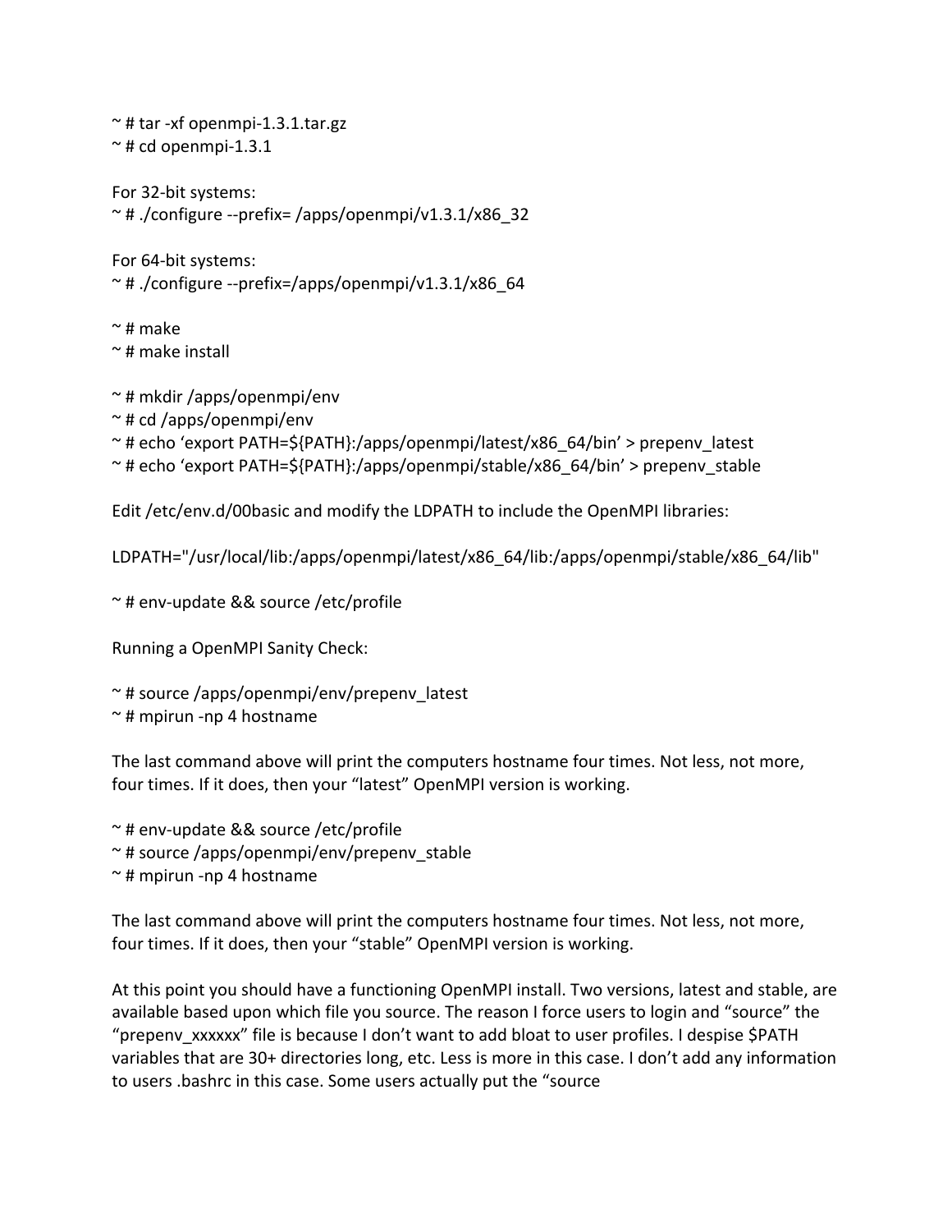```
~ # tar -xf openmpi-1.3.1.tar.gz
~ # cd openmpi-1.3.1
```

For 32-bit systems:

```
~ # ./configure --prefix= /apps/openmpi/v1.3.1/x86_32
```

For 64-bit systems:

```
~ # ./configure --prefix=/apps/openmpi/v1.3.1/x86_64
```

```
~ # make
~ # make install
```

```
~ # mkdir /apps/openmpi/env
~ # cd /apps/openmpi/env
~ # echo ‘export PATH=${PATH}:/apps/openmpi/latest/x86_64/bin’ > prepenv_latest
~ # echo ‘export PATH=${PATH}:/apps/openmpi/stable/x86_64/bin’ > prepenv_stable
```

Edit /etc/env.d/00basic and modify the LDPATH to include the OpenMPI libraries:

```
LDPATH="/usr/local/lib:/apps/openmpi/latest/x86_64/lib:/apps/openmpi/stable/x86_64/lib"
```

```
~ # env-update && source /etc/profile
```

Running a OpenMPI Sanity Check:

```
~ # source /apps/openmpi/env/prepenv_latest
~ # mpirun -np 4 hostname
```

The last command above will print the computers hostname four times. Not less, not more, four times. If it does, then your “latest” OpenMPI version is working.

```
~ # env-update && source /etc/profile
~ # source /apps/openmpi/env/prepenv_stable
~ # mpirun -np 4 hostname
```

The last command above will print the computers hostname four times. Not less, not more, four times. If it does, then your “stable” OpenMPI version is working.

At this point you should have a functioning OpenMPI install. Two versions, latest and stable, are available based upon which file you source. The reason I force users to login and “source” the “prepenv_xxxxxx” file is because I don’t want to add bloat to user profiles. I despise $PATH variables that are 30+ directories long, etc. Less is more in this case. I don’t add any information to users .bashrc in this case. Some users actually put the “source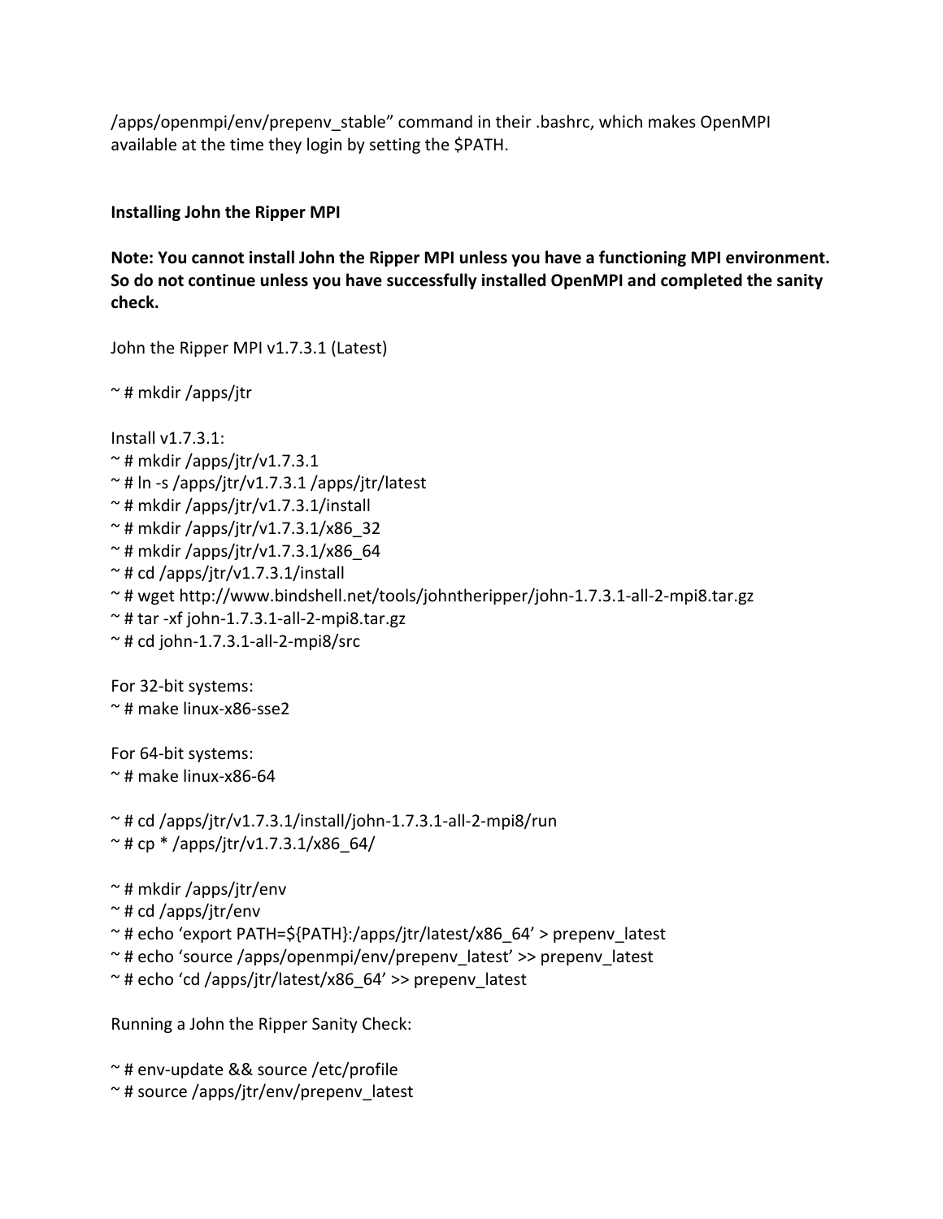/apps/openmpi/env/prepenv_stable" command in their .bashrc, which makes OpenMPI available at the time they login by setting the $PATH.

**Installing John the Ripper MPI**

**Note: You cannot install John the Ripper MPI unless you have a functioning MPI environment. So do not continue unless you have successfully installed OpenMPI and completed the sanity check.**

John the Ripper MPI v1.7.3.1 (Latest)

~ # mkdir /apps/jtr

Install v1.7.3.1:
~ # mkdir /apps/jtr/v1.7.3.1
~ # ln -s /apps/jtr/v1.7.3.1 /apps/jtr/latest
~ # mkdir /apps/jtr/v1.7.3.1/install
~ # mkdir /apps/jtr/v1.7.3.1/x86_32
~ # mkdir /apps/jtr/v1.7.3.1/x86_64
~ # cd /apps/jtr/v1.7.3.1/install
~ # wget http://www.bindshell.net/tools/johntheripper/john-1.7.3.1-all-2-mpi8.tar.gz
~ # tar -xf john-1.7.3.1-all-2-mpi8.tar.gz
~ # cd john-1.7.3.1-all-2-mpi8/src

For 32-bit systems:
~ # make linux-x86-sse2

For 64-bit systems:
~ # make linux-x86-64

~ # cd /apps/jtr/v1.7.3.1/install/john-1.7.3.1-all-2-mpi8/run
~ # cp * /apps/jtr/v1.7.3.1/x86_64/

~ # mkdir /apps/jtr/env
~ # cd /apps/jtr/env
~ # echo 'export PATH=${PATH}:/apps/jtr/latest/x86_64' > prepenv_latest
~ # echo 'source /apps/openmpi/env/prepenv_latest' >> prepenv_latest
~ # echo 'cd /apps/jtr/latest/x86_64' >> prepenv_latest

Running a John the Ripper Sanity Check:

~ # env-update && source /etc/profile
~ # source /apps/jtr/env/prepenv_latest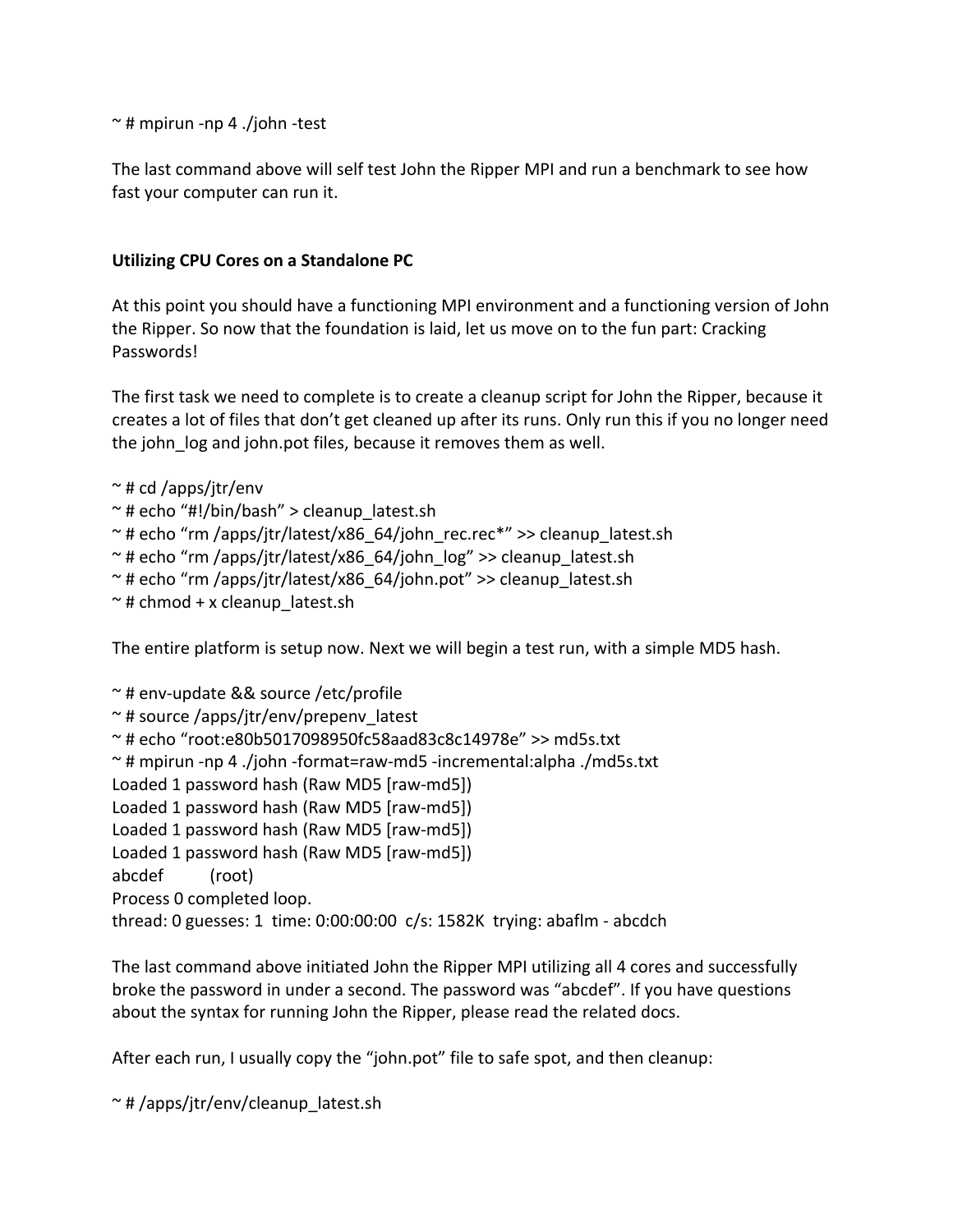```
~ # mpirun -np 4 ./john -test
```

The last command above will self test John the Ripper MPI and run a benchmark to see how fast your computer can run it.

**Utilizing CPU Cores on a Standalone PC**

At this point you should have a functioning MPI environment and a functioning version of John the Ripper. So now that the foundation is laid, let us move on to the fun part: Cracking Passwords!

The first task we need to complete is to create a cleanup script for John the Ripper, because it creates a lot of files that don't get cleaned up after its runs. Only run this if you no longer need the john_log and john.pot files, because it removes them as well.

```
~ # cd /apps/jtr/env
~ # echo "#!/bin/bash" > cleanup_latest.sh
~ # echo "rm /apps/jtr/latest/x86_64/john_rec.rec*" >> cleanup_latest.sh
~ # echo "rm /apps/jtr/latest/x86_64/john_log" >> cleanup_latest.sh
~ # echo "rm /apps/jtr/latest/x86_64/john.pot" >> cleanup_latest.sh
~ # chmod + x cleanup_latest.sh
```

The entire platform is setup now. Next we will begin a test run, with a simple MD5 hash.

```
~ # env-update && source /etc/profile
~ # source /apps/jtr/env/prepenv_latest
~ # echo "root:e80b5017098950fc58aad83c8c14978e" >> md5s.txt
~ # mpirun -np 4 ./john -format=raw-md5 -incremental:alpha ./md5s.txt
Loaded 1 password hash (Raw MD5 [raw-md5])
Loaded 1 password hash (Raw MD5 [raw-md5])
Loaded 1 password hash (Raw MD5 [raw-md5])
Loaded 1 password hash (Raw MD5 [raw-md5])
abcdef          (root)
Process 0 completed loop.
thread: 0 guesses: 1  time: 0:00:00:00  c/s: 1582K  trying: abaflm - abcdch
```

The last command above initiated John the Ripper MPI utilizing all 4 cores and successfully broke the password in under a second. The password was "abcdef". If you have questions about the syntax for running John the Ripper, please read the related docs.

After each run, I usually copy the "john.pot" file to safe spot, and then cleanup:

```
~ # /apps/jtr/env/cleanup_latest.sh
```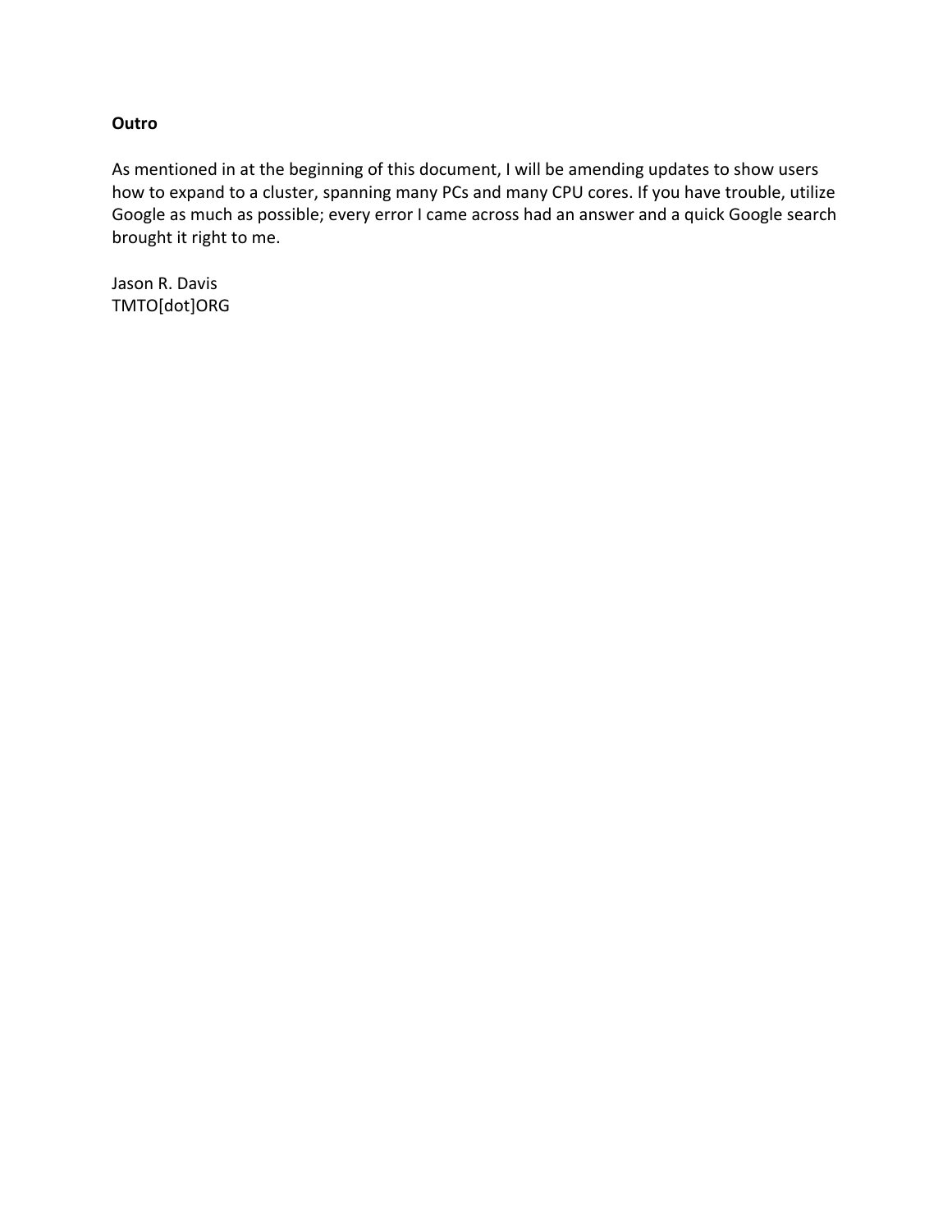**Outro**

As mentioned in at the beginning of this document, I will be amending updates to show users how to expand to a cluster, spanning many PCs and many CPU cores. If you have trouble, utilize Google as much as possible; every error I came across had an answer and a quick Google search brought it right to me.

Jason R. Davis
TMTO[dot]ORG